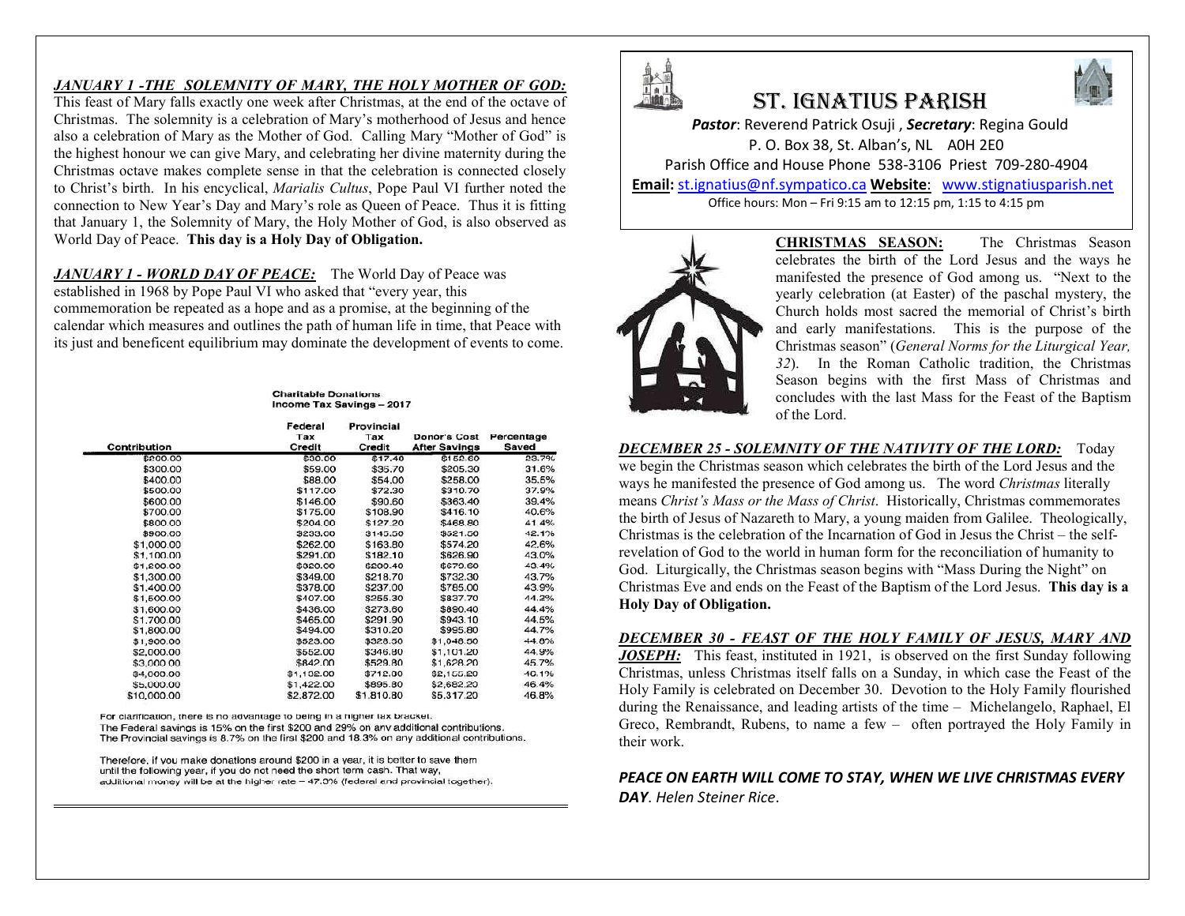## *JANUARY 1 -THE SOLEMNITY OF MARY, THE HOLY MOTHER OF GOD:*

This feast of Mary falls exactly one week after Christmas, at the end of the octave of Christmas. The solemnity is a celebration of Mary's motherhood of Jesus and hence also a celebration of Mary as the Mother of God. Calling Mary "Mother of God" is the highest honour we can give Mary, and celebrating her divine maternity during the Christmas octave makes complete sense in that the celebration is connected closely to Christ's birth. In his encyclical, *Marialis Cultus*, Pope Paul VI further noted the connection to New Year's Day and Mary's role as Queen of Peace. Thus it is fitting that January 1, the Solemnity of Mary, the Holy Mother of God, is also observed as World Day of Peace. **This day is a Holy Day of Obligation.**

***JANUARY 1 - WORLD DAY OF PEACE:*** The World Day of Peace was established in 1968 by Pope Paul VI who asked that "every year, this commemoration be repeated as a hope and as a promise, at the beginning of the calendar which measures and outlines the path of human life in time, that Peace with its just and beneficent equilibrium may dominate the development of events to come.

**Charitable Donations**
**Income Tax Savings – 2017**

| Contribution | Federal Tax Credit | Provincial Tax Credit | Donor's Cost After Savings | Percentage Saved |
|---|---|---|---|---|
| $200.00 | $30.00 | $17.40 | $152.60 | 23.7% |
| $300.00 | $59.00 | $35.70 | $205.30 | 31.6% |
| $400.00 | $88.00 | $54.00 | $258.00 | 35.5% |
| $500.00 | $117.00 | $72.30 | $310.70 | 37.9% |
| $600.00 | $146.00 | $90.60 | $363.40 | 39.4% |
| $700.00 | $175.00 | $108.90 | $416.10 | 40.6% |
| $800.00 | $204.00 | $127.20 | $468.80 | 41.4% |
| $900.00 | $233.00 | $145.50 | $521.50 | 42.1% |
| $1,000.00 | $262.00 | $163.80 | $574.20 | 42.6% |
| $1,100.00 | $291.00 | $182.10 | $626.90 | 43.0% |
| $1,200.00 | $320.00 | $200.40 | $679.60 | 43.4% |
| $1,300.00 | $349.00 | $218.70 | $732.30 | 43.7% |
| $1,400.00 | $378.00 | $237.00 | $785.00 | 43.9% |
| $1,500.00 | $407.00 | $255.30 | $837.70 | 44.2% |
| $1,600.00 | $436.00 | $273.60 | $890.40 | 44.4% |
| $1,700.00 | $465.00 | $291.90 | $943.10 | 44.5% |
| $1,800.00 | $494.00 | $310.20 | $995.80 | 44.7% |
| $1,900.00 | $523.00 | $328.50 | $1,048.50 | 44.8% |
| $2,000.00 | $552.00 | $346.80 | $1,101.20 | 44.9% |
| $3,000.00 | $842.00 | $529.80 | $1,628.20 | 45.7% |
| $4,000.00 | $1,132.00 | $712.80 | $2,155.20 | 46.1% |
| $5,000.00 | $1,422.00 | $895.80 | $2,682.20 | 46.4% |
| $10,000.00 | $2,872.00 | $1,810.80 | $5,317.20 | 46.8% |

For clarification, there is no advantage to being in a higher tax bracket.
The Federal savings is 15% on the first $200 and 29% on any additional contributions.
The Provincial savings is 8.7% on the first $200 and 18.3% on any additional contributions.

Therefore, if you make donations around $200 in a year, it is better to save them until the following year, if you do not need the short term cash. That way, additional money will be at the higher rate – 47.3% (federal and provincial together).

# ST. IGNATIUS PARISH

***Pastor***: Reverend Patrick Osuji , ***Secretary***: Regina Gould
P. O. Box 38, St. Alban's, NL A0H 2E0
Parish Office and House Phone 538-3106 Priest 709-280-4904
**Email:** st.ignatius@nf.sympatico.ca **Website**: www.stignatiusparish.net
Office hours: Mon – Fri 9:15 am to 12:15 pm, 1:15 to 4:15 pm

**CHRISTMAS SEASON:** The Christmas Season celebrates the birth of the Lord Jesus and the ways he manifested the presence of God among us. "Next to the yearly celebration (at Easter) of the paschal mystery, the Church holds most sacred the memorial of Christ's birth and early manifestations. This is the purpose of the Christmas season" (*General Norms for the Liturgical Year, 32*). In the Roman Catholic tradition, the Christmas Season begins with the first Mass of Christmas and concludes with the last Mass for the Feast of the Baptism of the Lord.

***DECEMBER 25 - SOLEMNITY OF THE NATIVITY OF THE LORD:*** Today we begin the Christmas season which celebrates the birth of the Lord Jesus and the ways he manifested the presence of God among us. The word *Christmas* literally means *Christ's Mass or the Mass of Christ*. Historically, Christmas commemorates the birth of Jesus of Nazareth to Mary, a young maiden from Galilee. Theologically, Christmas is the celebration of the Incarnation of God in Jesus the Christ – the self-revelation of God to the world in human form for the reconciliation of humanity to God. Liturgically, the Christmas season begins with "Mass During the Night" on Christmas Eve and ends on the Feast of the Baptism of the Lord Jesus. **This day is a Holy Day of Obligation.**

***DECEMBER 30 - FEAST OF THE HOLY FAMILY OF JESUS, MARY AND JOSEPH:*** This feast, instituted in 1921, is observed on the first Sunday following Christmas, unless Christmas itself falls on a Sunday, in which case the Feast of the Holy Family is celebrated on December 30. Devotion to the Holy Family flourished during the Renaissance, and leading artists of the time – Michelangelo, Raphael, El Greco, Rembrandt, Rubens, to name a few – often portrayed the Holy Family in their work.

***PEACE ON EARTH WILL COME TO STAY, WHEN WE LIVE CHRISTMAS EVERY DAY**. Helen Steiner Rice.*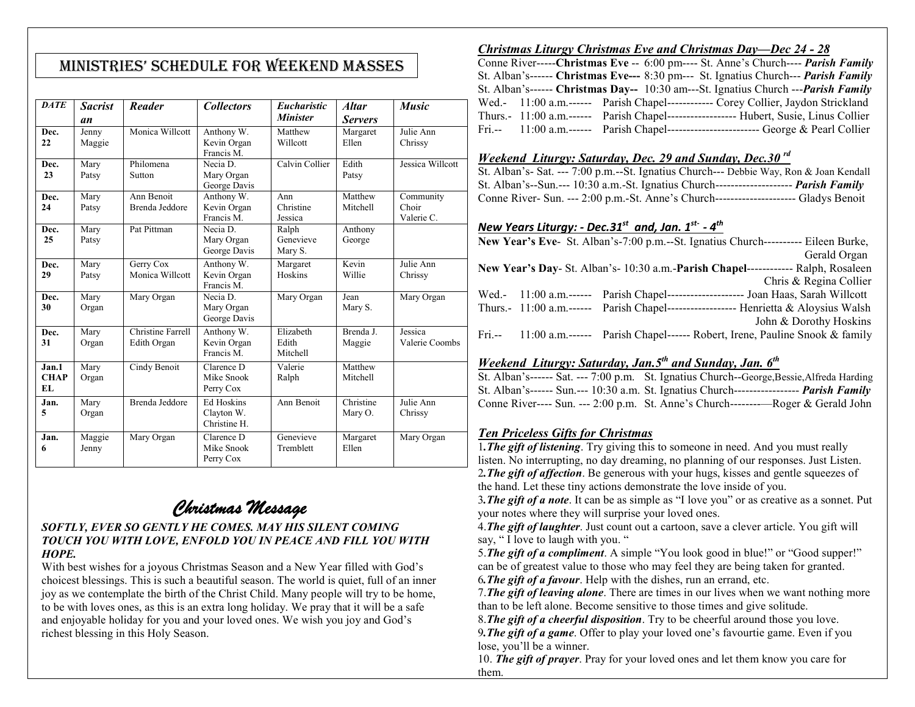# MINISTRIES' SCHEDULE FOR WEEKEND MASSES

| *DATE* | *Sacristan* | *Reader* | *Collectors* | *Eucharistic Minister* | *Altar Servers* | *Music* |
|---|---|---|---|---|---|---|
| **Dec. 22** | Jenny Maggie | Monica Willcott | Anthony W. Kevin Organ Francis M. | Matthew Willcott | Margaret Ellen | Julie Ann Chrissy |
| **Dec. 23** | Mary Patsy | Philomena Sutton | Necia D. Mary Organ George Davis | Calvin Collier | Edith Patsy | Jessica Willcott |
| **Dec. 24** | Mary Patsy | Ann Benoit Brenda Jeddore | Anthony W. Kevin Organ Francis M. | Ann Christine Jessica | Matthew Mitchell | Community Choir Valerie C. |
| **Dec. 25** | Mary Patsy | Pat Pittman | Necia D. Mary Organ George Davis | Ralph Genevieve Mary S. | Anthony George | |
| **Dec. 29** | Mary Patsy | Gerry Cox Monica Willcott | Anthony W. Kevin Organ Francis M. | Margaret Hoskins | Kevin Willie | Julie Ann Chrissy |
| **Dec. 30** | Mary Organ | Mary Organ | Necia D. Mary Organ George Davis | Mary Organ | Jean Mary S. | Mary Organ |
| **Dec. 31** | Mary Organ | Christine Farrell Edith Organ | Anthony W. Kevin Organ Francis M. | Elizabeth Edith Mitchell | Brenda J. Maggie | Jessica Valerie Coombs |
| **Jan.1 CHAPEL** | Mary Organ | Cindy Benoit | Clarence D Mike Snook Perry Cox | Valerie Ralph | Matthew Mitchell | |
| **Jan. 5** | Mary Organ | Brenda Jeddore | Ed Hoskins Clayton W. Christine H. | Ann Benoit | Christine Mary O. | Julie Ann Chrissy |
| **Jan. 6** | Maggie Jenny | Mary Organ | Clarence D Mike Snook Perry Cox | Genevieve Tremblett | Margaret Ellen | Mary Organ |

## *Christmas Message*

***SOFTLY, EVER SO GENTLY HE COMES. MAY HIS SILENT COMING TOUCH YOU WITH LOVE, ENFOLD YOU IN PEACE AND FILL YOU WITH HOPE.***

With best wishes for a joyous Christmas Season and a New Year filled with God's choicest blessings. This is such a beautiful season. The world is quiet, full of an inner joy as we contemplate the birth of the Christ Child. Many people will try to be home, to be with loves ones, as this is an extra long holiday. We pray that it will be a safe and enjoyable holiday for you and your loved ones. We wish you joy and God's richest blessing in this Holy Season.

### *Christmas Liturgy Christmas Eve and Christmas Day—Dec 24 - 28*

Conne River-----**Christmas Eve** -- 6:00 pm---- St. Anne's Church---- ***Parish Family***
St. Alban's------ **Christmas Eve---** 8:30 pm--- St. Ignatius Church--- ***Parish Family***
St. Alban's------ **Christmas Day--** 10:30 am---St. Ignatius Church ---***Parish Family***
Wed.- 11:00 a.m.------ Parish Chapel------------ Corey Collier, Jaydon Strickland
Thurs.- 11:00 a.m.------ Parish Chapel------------------ Hubert, Susie, Linus Collier
Fri.-- 11:00 a.m.------ Parish Chapel------------------------ George & Pearl Collier

### *Weekend Liturgy: Saturday, Dec. 29 and Sunday, Dec.30 rd*

St. Alban's- Sat. --- 7:00 p.m.--St. Ignatius Church--- Debbie Way, Ron & Joan Kendall
St. Alban's--Sun.--- 10:30 a.m.-St. Ignatius Church-------------------- ***Parish Family***
Conne River- Sun. --- 2:00 p.m.-St. Anne's Church--------------------- Gladys Benoit

### *New Years Liturgy: - Dec.31st and, Jan. 1st- - 4th*

**New Year's Eve**- St. Alban's-7:00 p.m.--St. Ignatius Church---------- Eileen Burke, Gerald Organ
**New Year's Day**- St. Alban's- 10:30 a.m.-**Parish Chapel**------------ Ralph, Rosaleen Chris & Regina Collier
Wed.- 11:00 a.m.------ Parish Chapel-------------------- Joan Haas, Sarah Willcott
Thurs.- 11:00 a.m.------ Parish Chapel------------------ Henrietta & Aloysius Walsh John & Dorothy Hoskins
Fri.-- 11:00 a.m.------ Parish Chapel------ Robert, Irene, Pauline Snook & family

### *Weekend Liturgy: Saturday, Jan.5th and Sunday, Jan. 6th*

St. Alban's------ Sat. --- 7:00 p.m. St. Ignatius Church--George,Bessie,Alfreda Harding
St. Alban's------ Sun.--- 10:30 a.m. St. Ignatius Church----------------- ***Parish Family***
Conne River---- Sun. --- 2:00 p.m. St. Anne's Church-----------Roger & Gerald John

### *Ten Priceless Gifts for Christmas*

1.***The gift of listening***. Try giving this to someone in need. And you must really listen. No interrupting, no day dreaming, no planning of our responses. Just Listen.
2.***The gift of affection***. Be generous with your hugs, kisses and gentle squeezes of the hand. Let these tiny actions demonstrate the love inside of you.
3.***The gift of a note***. It can be as simple as "I love you" or as creative as a sonnet. Put your notes where they will surprise your loved ones.
4.***The gift of laughter***. Just count out a cartoon, save a clever article. You gift will say, " I love to laugh with you. "
5.***The gift of a compliment***. A simple "You look good in blue!" or "Good supper!" can be of greatest value to those who may feel they are being taken for granted.
6.***The gift of a favour***. Help with the dishes, run an errand, etc.
7.***The gift of leaving alone***. There are times in our lives when we want nothing more than to be left alone. Become sensitive to those times and give solitude.
8.***The gift of a cheerful disposition***. Try to be cheerful around those you love.
9.***The gift of a game***. Offer to play your loved one's favourtie game. Even if you lose, you'll be a winner.
10. ***The gift of prayer***. Pray for your loved ones and let them know you care for them.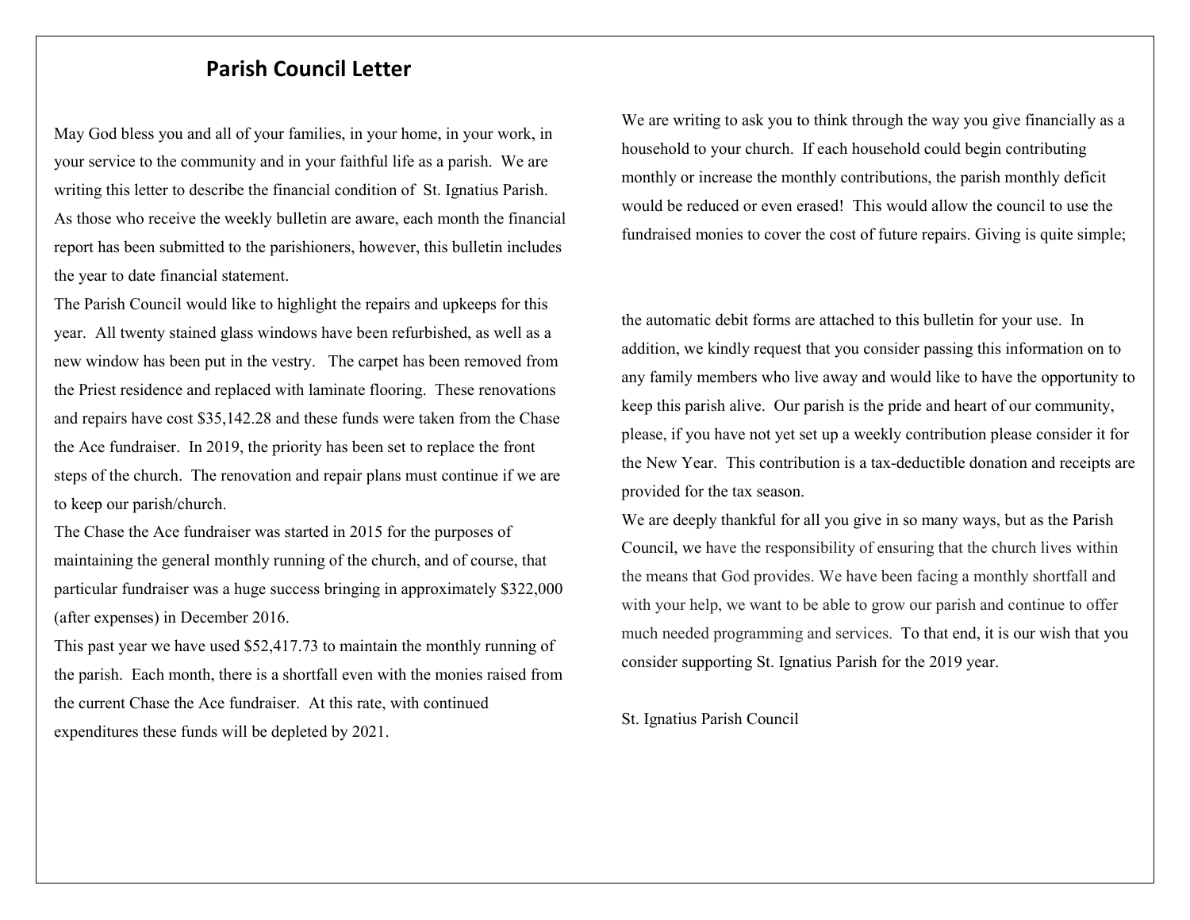## Parish Council Letter

May God bless you and all of your families, in your home, in your work, in your service to the community and in your faithful life as a parish. We are writing this letter to describe the financial condition of St. Ignatius Parish. As those who receive the weekly bulletin are aware, each month the financial report has been submitted to the parishioners, however, this bulletin includes the year to date financial statement.

The Parish Council would like to highlight the repairs and upkeeps for this year. All twenty stained glass windows have been refurbished, as well as a new window has been put in the vestry. The carpet has been removed from the Priest residence and replaced with laminate flooring. These renovations and repairs have cost $35,142.28 and these funds were taken from the Chase the Ace fundraiser. In 2019, the priority has been set to replace the front steps of the church. The renovation and repair plans must continue if we are to keep our parish/church.

The Chase the Ace fundraiser was started in 2015 for the purposes of maintaining the general monthly running of the church, and of course, that particular fundraiser was a huge success bringing in approximately $322,000 (after expenses) in December 2016.

This past year we have used $52,417.73 to maintain the monthly running of the parish. Each month, there is a shortfall even with the monies raised from the current Chase the Ace fundraiser. At this rate, with continued expenditures these funds will be depleted by 2021.

We are writing to ask you to think through the way you give financially as a household to your church. If each household could begin contributing monthly or increase the monthly contributions, the parish monthly deficit would be reduced or even erased! This would allow the council to use the fundraised monies to cover the cost of future repairs. Giving is quite simple; the automatic debit forms are attached to this bulletin for your use. In addition, we kindly request that you consider passing this information on to any family members who live away and would like to have the opportunity to keep this parish alive. Our parish is the pride and heart of our community, please, if you have not yet set up a weekly contribution please consider it for the New Year. This contribution is a tax-deductible donation and receipts are provided for the tax season.

We are deeply thankful for all you give in so many ways, but as the Parish Council, we have the responsibility of ensuring that the church lives within the means that God provides. We have been facing a monthly shortfall and with your help, we want to be able to grow our parish and continue to offer much needed programming and services. To that end, it is our wish that you consider supporting St. Ignatius Parish for the 2019 year.

St. Ignatius Parish Council